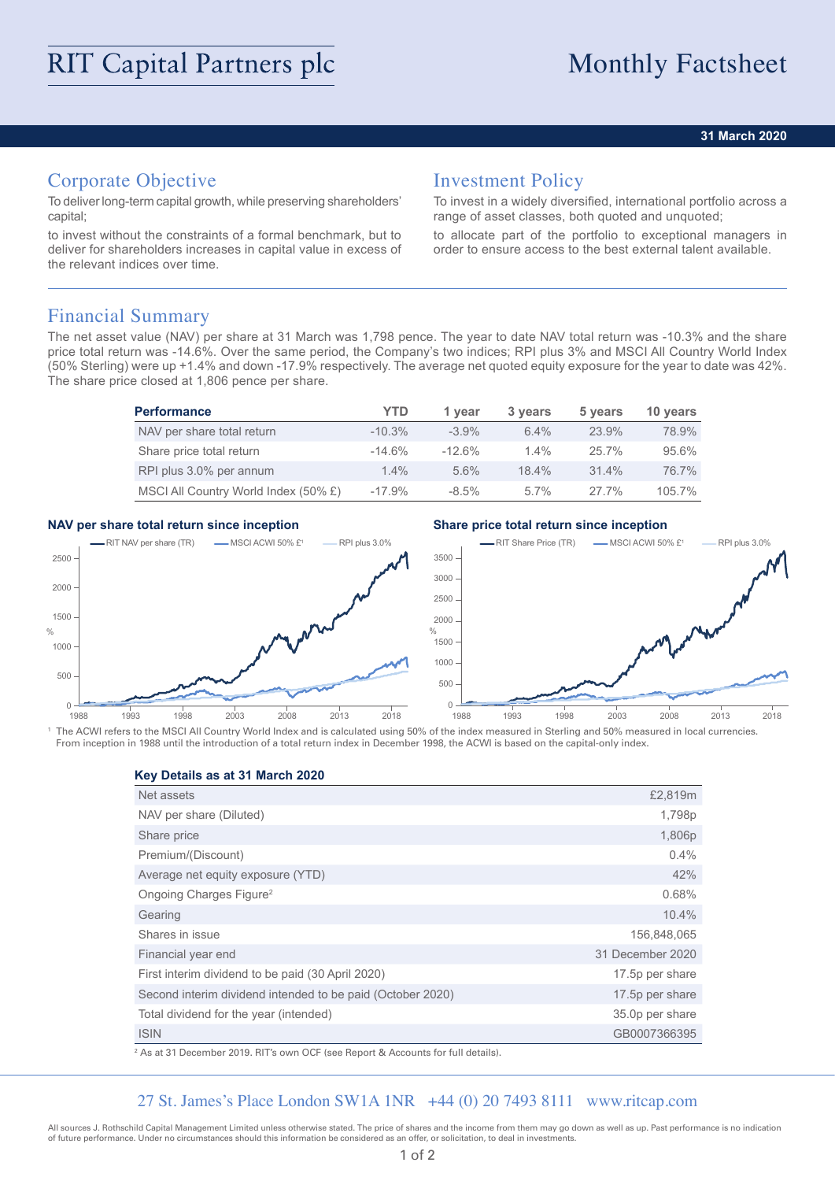# RIT Capital Partners plc

# Monthly Factsheet

**31 March 2020**

## Corporate Objective

To deliver long-term capital growth, while preserving shareholders' capital;

to invest without the constraints of a formal benchmark, but to deliver for shareholders increases in capital value in excess of the relevant indices over time.

## Investment Policy

To invest in a widely diversified, international portfolio across a range of asset classes, both quoted and unquoted;

to allocate part of the portfolio to exceptional managers in order to ensure access to the best external talent available.

## Financial Summary

The net asset value (NAV) per share at 31 March was 1,798 pence. The year to date NAV total return was -10.3% and the share price total return was -14.6%. Over the same period, the Company's two indices; RPI plus 3% and MSCI All Country World Index (50% Sterling) were up +1.4% and down -17.9% respectively. The average net quoted equity exposure for the year to date was 42%. The share price closed at 1,806 pence per share.

| Performance | YTD | 1 year | 3 years | 5 years | 10 years |
|---|---|---|---|---|---|
| NAV per share total return | -10.3% | -3.9% | 6.4% | 23.9% | 78.9% |
| Share price total return | -14.6% | -12.6% | 1.4% | 25.7% | 95.6% |
| RPI plus 3.0% per annum | 1.4% | 5.6% | 18.4% | 31.4% | 76.7% |
| MSCI All Country World Index (50% £) | -17.9% | -8.5% | 5.7% | 27.7% | 105.7% |

**NAV per share total return since inception**

**Share price total return since inception**

[1] The ACWI refers to the MSCI All Country World Index and is calculated using 50% of the index measured in Sterling and 50% measured in local currencies. From inception in 1988 until the introduction of a total return index in December 1998, the ACWI is based on the capital-only index.

**Key Details as at 31 March 2020**

| | |
|---|---|
| Net assets | £2,819m |
| NAV per share (Diluted) | 1,798p |
| Share price | 1,806p |
| Premium/(Discount) | 0.4% |
| Average net equity exposure (YTD) | 42% |
| Ongoing Charges Figure[2] | 0.68% |
| Gearing | 10.4% |
| Shares in issue | 156,848,065 |
| Financial year end | 31 December 2020 |
| First interim dividend to be paid (30 April 2020) | 17.5p per share |
| Second interim dividend intended to be paid (October 2020) | 17.5p per share |
| Total dividend for the year (intended) | 35.0p per share |
| ISIN | GB0007366395 |

[2] As at 31 December 2019. RIT's own OCF (see Report & Accounts for full details).

27 St. James's Place London SW1A 1NR +44 (0) 20 7493 8111 www.ritcap.com

All sources J. Rothschild Capital Management Limited unless otherwise stated. The price of shares and the income from them may go down as well as up. Past performance is no indication of future performance. Under no circumstances should this information be considered as an offer, or solicitation, to deal in investments.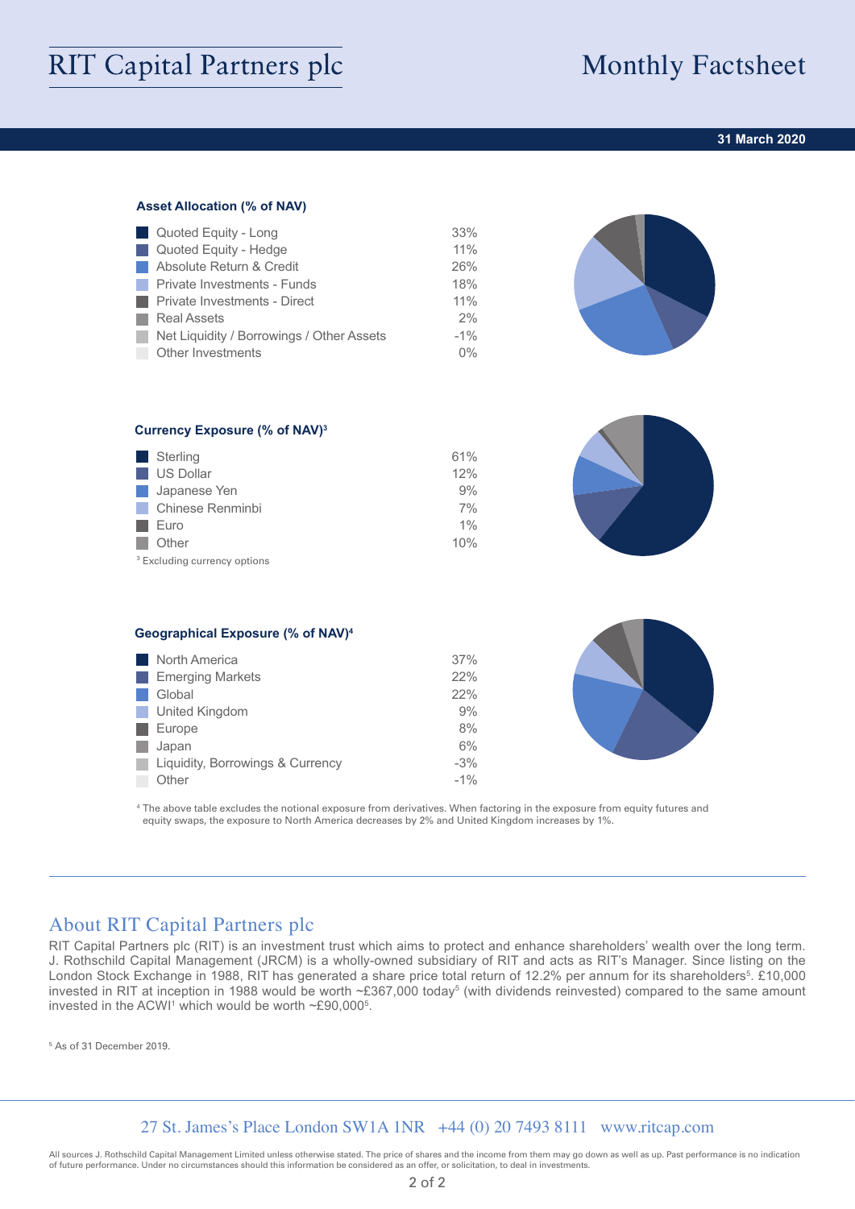# RIT Capital Partners plc

# Monthly Factsheet

**31 March 2020**

### Asset Allocation (% of NAV)

| | |
|---|---|
| Quoted Equity - Long | 33% |
| Quoted Equity - Hedge | 11% |
| Absolute Return & Credit | 26% |
| Private Investments - Funds | 18% |
| Private Investments - Direct | 11% |
| Real Assets | 2% |
| Net Liquidity / Borrowings / Other Assets | -1% |
| Other Investments | 0% |

### Currency Exposure (% of NAV)[3]

| | |
|---|---|
| Sterling | 61% |
| US Dollar | 12% |
| Japanese Yen | 9% |
| Chinese Renminbi | 7% |
| Euro | 1% |
| Other | 10% |

[3] Excluding currency options

### Geographical Exposure (% of NAV)[4]

| | |
|---|---|
| North America | 37% |
| Emerging Markets | 22% |
| Global | 22% |
| United Kingdom | 9% |
| Europe | 8% |
| Japan | 6% |
| Liquidity, Borrowings & Currency | -3% |
| Other | -1% |

[4] The above table excludes the notional exposure from derivatives. When factoring in the exposure from equity futures and equity swaps, the exposure to North America decreases by 2% and United Kingdom increases by 1%.

## About RIT Capital Partners plc

RIT Capital Partners plc (RIT) is an investment trust which aims to protect and enhance shareholders' wealth over the long term. J. Rothschild Capital Management (JRCM) is a wholly-owned subsidiary of RIT and acts as RIT's Manager. Since listing on the London Stock Exchange in 1988, RIT has generated a share price total return of 12.2% per annum for its shareholders[5]. £10,000 invested in RIT at inception in 1988 would be worth ~£367,000 today[5] (with dividends reinvested) compared to the same amount invested in the ACWI[1] which would be worth ~£90,000[5].

[5] As of 31 December 2019.

27 St. James's Place London SW1A 1NR +44 (0) 20 7493 8111 www.ritcap.com

All sources J. Rothschild Capital Management Limited unless otherwise stated. The price of shares and the income from them may go down as well as up. Past performance is no indication of future performance. Under no circumstances should this information be considered as an offer, or solicitation, to deal in investments.